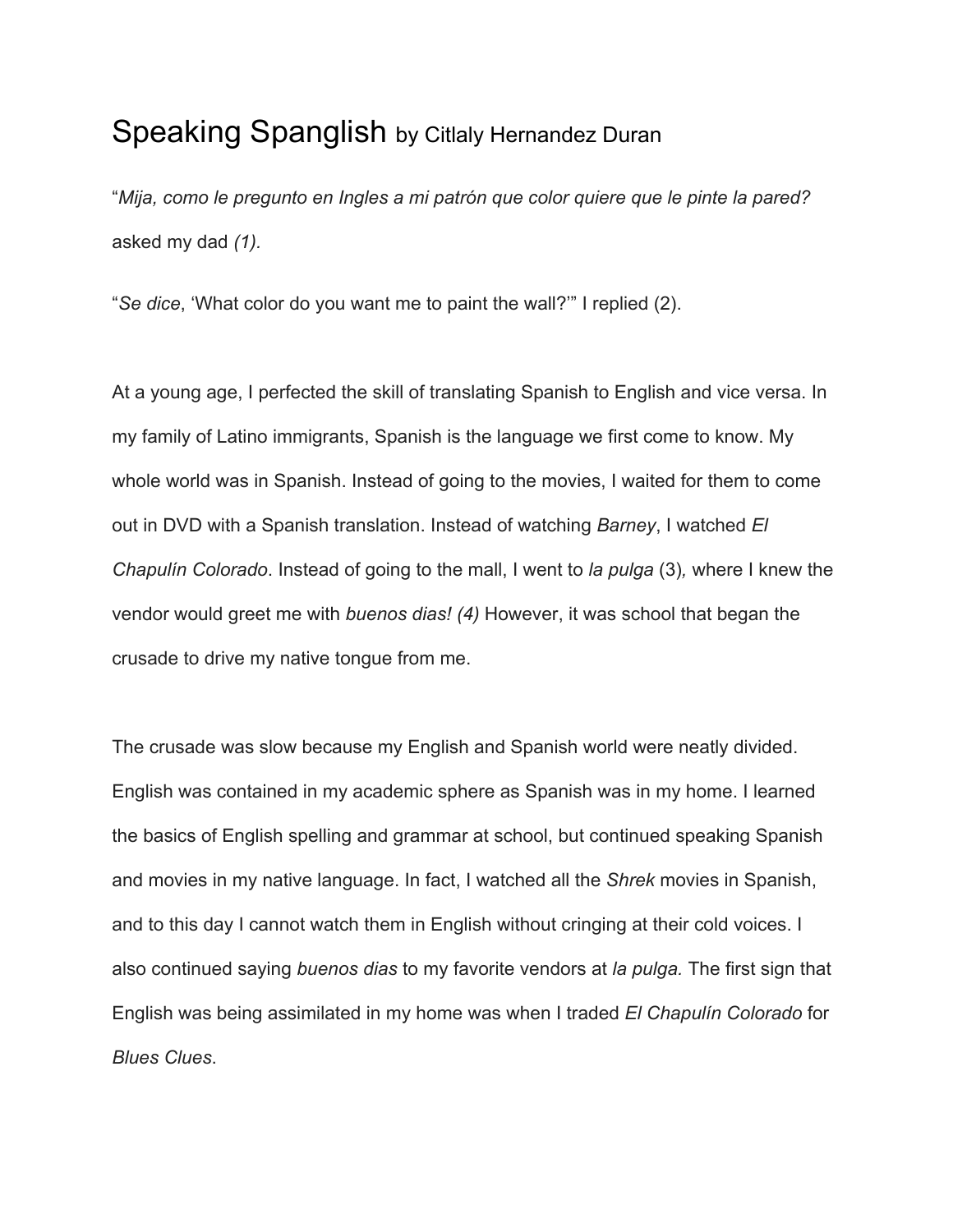# Speaking Spanglish by Citlaly Hernandez Duran

"*Mija, como le pregunto en Ingles a mi patrón que color quiere que le pinte la pared?* asked my dad *(1).*

"*Se dice*, 'What color do you want me to paint the wall?'" I replied (2).

At a young age, I perfected the skill of translating Spanish to English and vice versa. In my family of Latino immigrants, Spanish is the language we first come to know. My whole world was in Spanish. Instead of going to the movies, I waited for them to come out in DVD with a Spanish translation. Instead of watching *Barney*, I watched *El Chapulín Colorado*. Instead of going to the mall, I went to *la pulga* (3)*,* where I knew the vendor would greet me with *buenos dias! (4)* However, it was school that began the crusade to drive my native tongue from me.

The crusade was slow because my English and Spanish world were neatly divided. English was contained in my academic sphere as Spanish was in my home. I learned the basics of English spelling and grammar at school, but continued speaking Spanish and movies in my native language. In fact, I watched all the *Shrek* movies in Spanish, and to this day I cannot watch them in English without cringing at their cold voices. I also continued saying *buenos dias* to my favorite vendors at *la pulga.* The first sign that English was being assimilated in my home was when I traded *El Chapulín Colorado* for *Blues Clues*.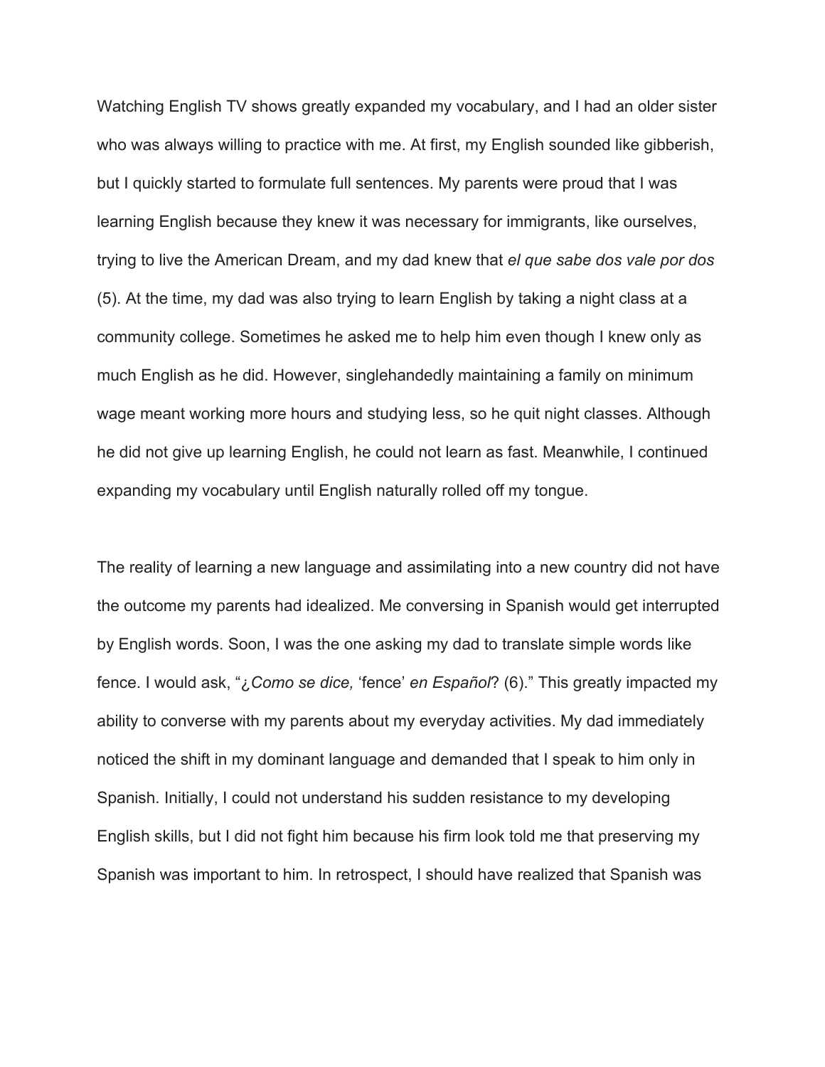Watching English TV shows greatly expanded my vocabulary, and I had an older sister who was always willing to practice with me. At first, my English sounded like gibberish, but I quickly started to formulate full sentences. My parents were proud that I was learning English because they knew it was necessary for immigrants, like ourselves, trying to live the American Dream, and my dad knew that *el que sabe dos vale por dos* (5). At the time, my dad was also trying to learn English by taking a night class at a community college. Sometimes he asked me to help him even though I knew only as much English as he did. However, singlehandedly maintaining a family on minimum wage meant working more hours and studying less, so he quit night classes. Although he did not give up learning English, he could not learn as fast. Meanwhile, I continued expanding my vocabulary until English naturally rolled off my tongue.

The reality of learning a new language and assimilating into a new country did not have the outcome my parents had idealized. Me conversing in Spanish would get interrupted by English words. Soon, I was the one asking my dad to translate simple words like fence. I would ask, "*¿Como se dice,* 'fence' *en Español*? (6)." This greatly impacted my ability to converse with my parents about my everyday activities. My dad immediately noticed the shift in my dominant language and demanded that I speak to him only in Spanish. Initially, I could not understand his sudden resistance to my developing English skills, but I did not fight him because his firm look told me that preserving my Spanish was important to him. In retrospect, I should have realized that Spanish was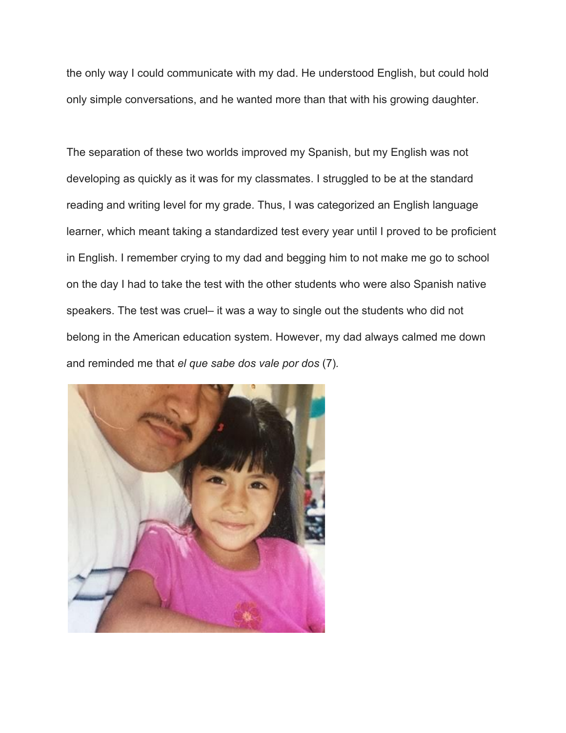the only way I could communicate with my dad. He understood English, but could hold only simple conversations, and he wanted more than that with his growing daughter.

The separation of these two worlds improved my Spanish, but my English was not developing as quickly as it was for my classmates. I struggled to be at the standard reading and writing level for my grade. Thus, I was categorized an English language learner, which meant taking a standardized test every year until I proved to be proficient in English. I remember crying to my dad and begging him to not make me go to school on the day I had to take the test with the other students who were also Spanish native speakers. The test was cruel– it was a way to single out the students who did not belong in the American education system. However, my dad always calmed me down and reminded me that *el que sabe dos vale por dos* (7).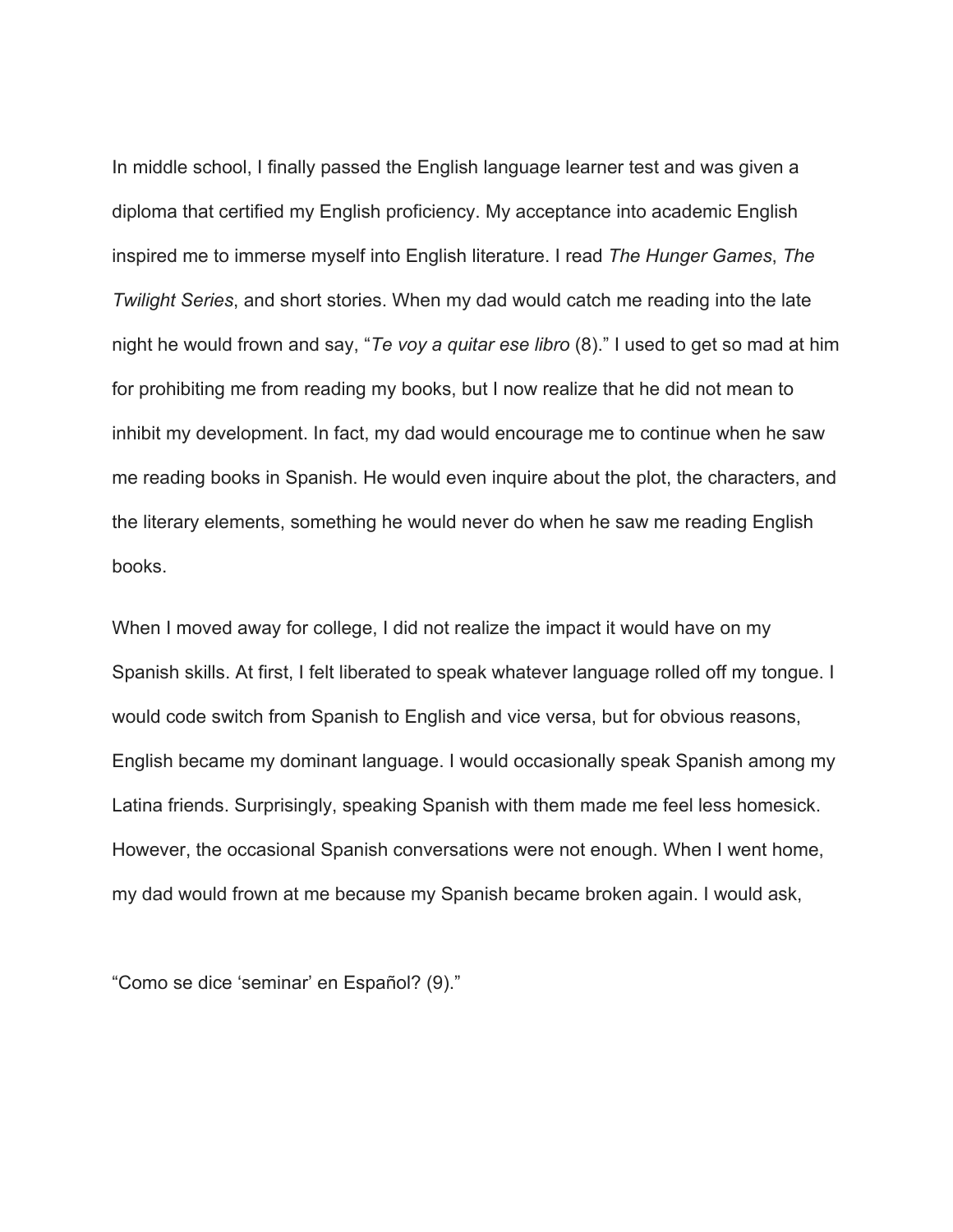In middle school, I finally passed the English language learner test and was given a diploma that certified my English proficiency. My acceptance into academic English inspired me to immerse myself into English literature. I read *The Hunger Games*, *The Twilight Series*, and short stories. When my dad would catch me reading into the late night he would frown and say, "*Te voy a quitar ese libro* (8)." I used to get so mad at him for prohibiting me from reading my books, but I now realize that he did not mean to inhibit my development. In fact, my dad would encourage me to continue when he saw me reading books in Spanish. He would even inquire about the plot, the characters, and the literary elements, something he would never do when he saw me reading English books.

When I moved away for college, I did not realize the impact it would have on my Spanish skills. At first, I felt liberated to speak whatever language rolled off my tongue. I would code switch from Spanish to English and vice versa, but for obvious reasons, English became my dominant language. I would occasionally speak Spanish among my Latina friends. Surprisingly, speaking Spanish with them made me feel less homesick. However, the occasional Spanish conversations were not enough. When I went home, my dad would frown at me because my Spanish became broken again. I would ask,

"Como se dice 'seminar' en Español? (9)."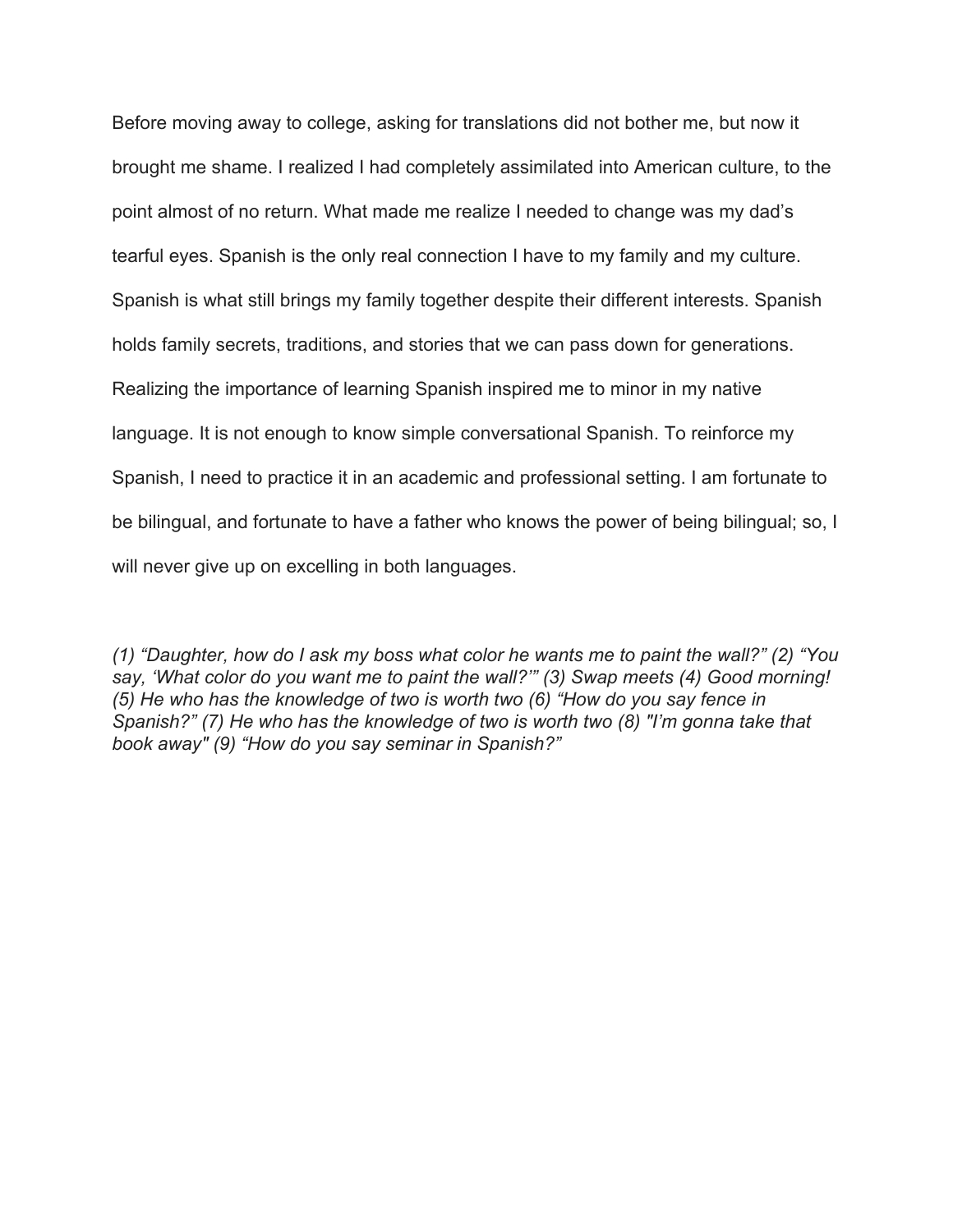Before moving away to college, asking for translations did not bother me, but now it brought me shame. I realized I had completely assimilated into American culture, to the point almost of no return. What made me realize I needed to change was my dad's tearful eyes. Spanish is the only real connection I have to my family and my culture. Spanish is what still brings my family together despite their different interests. Spanish holds family secrets, traditions, and stories that we can pass down for generations. Realizing the importance of learning Spanish inspired me to minor in my native language. It is not enough to know simple conversational Spanish. To reinforce my Spanish, I need to practice it in an academic and professional setting. I am fortunate to be bilingual, and fortunate to have a father who knows the power of being bilingual; so, I will never give up on excelling in both languages.

*(1) "Daughter, how do I ask my boss what color he wants me to paint the wall?" (2) "You say, 'What color do you want me to paint the wall?'" (3) Swap meets (4) Good morning! (5) He who has the knowledge of two is worth two (6) "How do you say fence in Spanish?" (7) He who has the knowledge of two is worth two (8) "I'm gonna take that book away" (9) "How do you say seminar in Spanish?"*